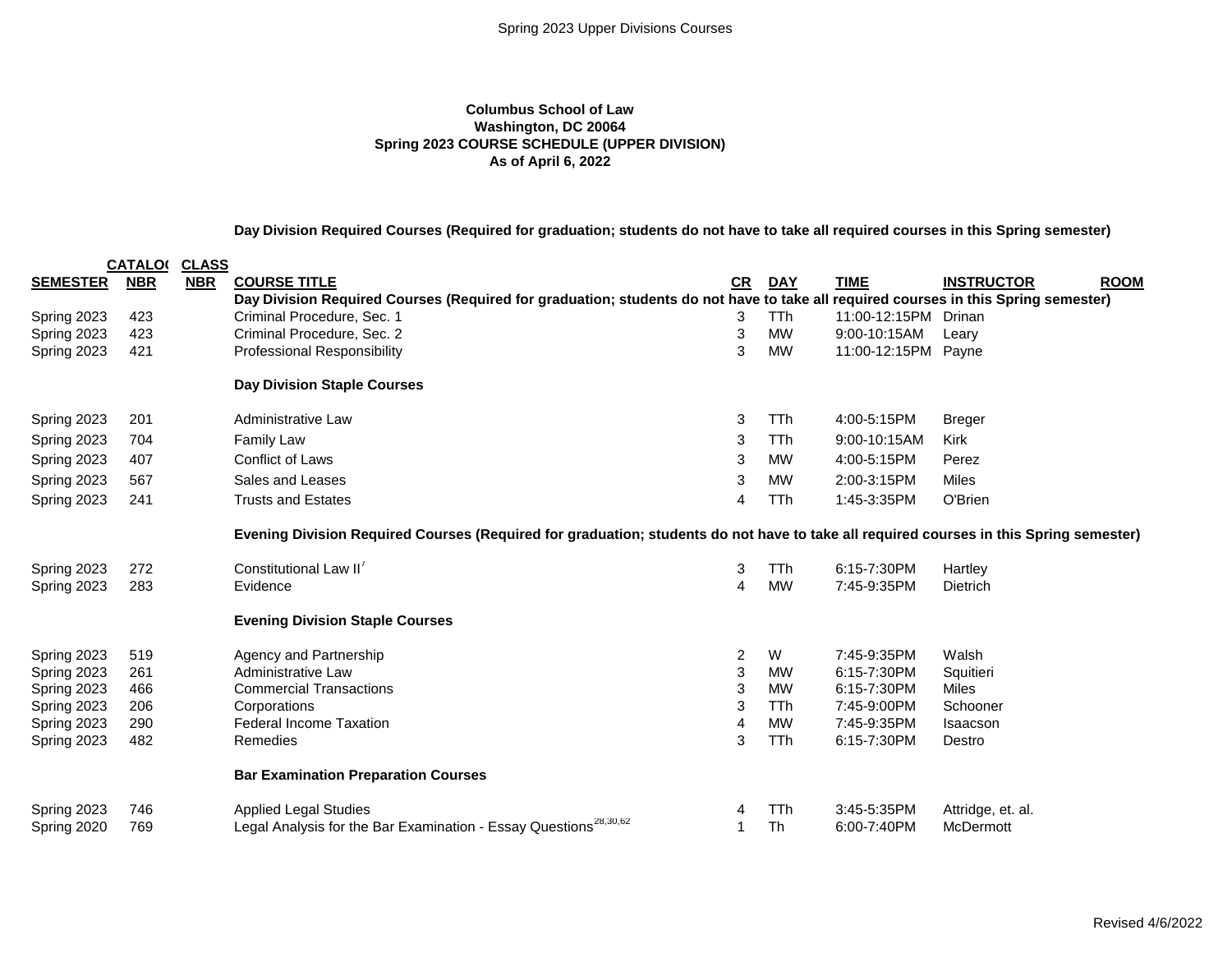**Columbus School of Law**
**Washington, DC 20064**
**Spring 2023 COURSE SCHEDULE (UPPER DIVISION)**
**As of April 6, 2022**

**Day Division Required Courses (Required for graduation; students do not have to take all required courses in this Spring semester)**

| SEMESTER | CATALOG NBR | CLASS NBR | COURSE TITLE | CR | DAY | TIME | INSTRUCTOR | ROOM |
|---|---|---|---|---|---|---|---|---|
| | | | **Day Division Required Courses (Required for graduation; students do not have to take all required courses in this Spring semester)** | | | | | |
| Spring 2023 | 423 | | Criminal Procedure, Sec. 1 | 3 | TTh | 11:00-12:15PM | Drinan | |
| Spring 2023 | 423 | | Criminal Procedure, Sec. 2 | 3 | MW | 9:00-10:15AM | Leary | |
| Spring 2023 | 421 | | Professional Responsibility | 3 | MW | 11:00-12:15PM | Payne | |
| | | | **Day Division Staple Courses** | | | | | |
| Spring 2023 | 201 | | Administrative Law | 3 | TTh | 4:00-5:15PM | Breger | |
| Spring 2023 | 704 | | Family Law | 3 | TTh | 9:00-10:15AM | Kirk | |
| Spring 2023 | 407 | | Conflict of Laws | 3 | MW | 4:00-5:15PM | Perez | |
| Spring 2023 | 567 | | Sales and Leases | 3 | MW | 2:00-3:15PM | Miles | |
| Spring 2023 | 241 | | Trusts and Estates | 4 | TTh | 1:45-3:35PM | O'Brien | |
| | | | **Evening Division Required Courses (Required for graduation; students do not have to take all required courses in this Spring semester)** | | | | | |
| Spring 2023 | 272 | | Constitutional Law II[7] | 3 | TTh | 6:15-7:30PM | Hartley | |
| Spring 2023 | 283 | | Evidence | 4 | MW | 7:45-9:35PM | Dietrich | |
| | | | **Evening Division Staple Courses** | | | | | |
| Spring 2023 | 519 | | Agency and Partnership | 2 | W | 7:45-9:35PM | Walsh | |
| Spring 2023 | 261 | | Administrative Law | 3 | MW | 6:15-7:30PM | Squitieri | |
| Spring 2023 | 466 | | Commercial Transactions | 3 | MW | 6:15-7:30PM | Miles | |
| Spring 2023 | 206 | | Corporations | 3 | TTh | 7:45-9:00PM | Schooner | |
| Spring 2023 | 290 | | Federal Income Taxation | 4 | MW | 7:45-9:35PM | Isaacson | |
| Spring 2023 | 482 | | Remedies | 3 | TTh | 6:15-7:30PM | Destro | |
| | | | **Bar Examination Preparation Courses** | | | | | |
| Spring 2023 | 746 | | Applied Legal Studies | 4 | TTh | 3:45-5:35PM | Attridge, et. al. | |
| Spring 2020 | 769 | | Legal Analysis for the Bar Examination - Essay Questions[28,30,62] | 1 | Th | 6:00-7:40PM | McDermott | |

Revised 4/6/2022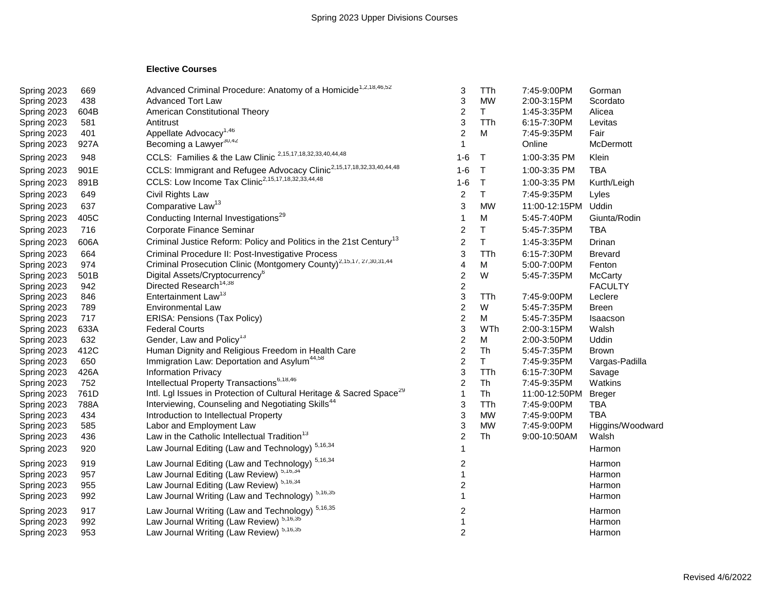Spring 2023 Upper Divisions Courses

**Elective Courses**

| Term | Course No. | Course Title | Credits | Days | Time | Instructor |
|---|---|---|---|---|---|---|
| Spring 2023 | 669 | Advanced Criminal Procedure: Anatomy of a Homicide[1,2,18,46,52] | 3 | TTh | 7:45-9:00PM | Gorman |
| Spring 2023 | 438 | Advanced Tort Law | 3 | MW | 2:00-3:15PM | Scordato |
| Spring 2023 | 604B | American Constitutional Theory | 2 | T | 1:45-3:35PM | Alicea |
| Spring 2023 | 581 | Antitrust | 3 | TTh | 6:15-7:30PM | Levitas |
| Spring 2023 | 401 | Appellate Advocacy[1,46] | 2 | M | 7:45-9:35PM | Fair |
| Spring 2023 | 927A | Becoming a Lawyer[30,42] | 1 | | Online | McDermott |
| Spring 2023 | 948 | CCLS: Families & the Law Clinic [2,15,17,18,32,33,40,44,48] | 1-6 | T | 1:00-3:35 PM | Klein |
| Spring 2023 | 901E | CCLS: Immigrant and Refugee Advocacy Clinic[2,15,17,18,32,33,40,44,48] | 1-6 | T | 1:00-3:35 PM | TBA |
| Spring 2023 | 891B | CCLS: Low Income Tax Clinic[2,15,17,18,32,33,44,48] | 1-6 | T | 1:00-3:35 PM | Kurth/Leigh |
| Spring 2023 | 649 | Civil Rights Law | 2 | T | 7:45-9:35PM | Lyles |
| Spring 2023 | 637 | Comparative Law[13] | 3 | MW | 11:00-12:15PM | Uddin |
| Spring 2023 | 405C | Conducting Internal Investigations[29] | 1 | M | 5:45-7:40PM | Giunta/Rodin |
| Spring 2023 | 716 | Corporate Finance Seminar | 2 | T | 5:45-7:35PM | TBA |
| Spring 2023 | 606A | Criminal Justice Reform: Policy and Politics in the 21st Century[13] | 2 | T | 1:45-3:35PM | Drinan |
| Spring 2023 | 664 | Criminal Procedure II: Post-Investigative Process | 3 | TTh | 6:15-7:30PM | Brevard |
| Spring 2023 | 974 | Criminal Prosecution Clinic (Montgomery County)[2,15,17, 27,30,31,44] | 4 | M | 5:00-7:00PM | Fenton |
| Spring 2023 | 501B | Digital Assets/Cryptocurrency[6] | 2 | W | 5:45-7:35PM | McCarty |
| Spring 2023 | 942 | Directed Research[14,38] | 2 | | | FACULTY |
| Spring 2023 | 846 | Entertainment Law[13] | 3 | TTh | 7:45-9:00PM | Leclere |
| Spring 2023 | 789 | Environmental Law | 2 | W | 5:45-7:35PM | Breen |
| Spring 2023 | 717 | ERISA: Pensions (Tax Policy) | 2 | M | 5:45-7:35PM | Isaacson |
| Spring 2023 | 633A | Federal Courts | 3 | WTh | 2:00-3:15PM | Walsh |
| Spring 2023 | 632 | Gender, Law and Policy[13] | 2 | M | 2:00-3:50PM | Uddin |
| Spring 2023 | 412C | Human Dignity and Religious Freedom in Health Care | 2 | Th | 5:45-7:35PM | Brown |
| Spring 2023 | 650 | Immigration Law: Deportation and Asylum[44,58] | 2 | T | 7:45-9:35PM | Vargas-Padilla |
| Spring 2023 | 426A | Information Privacy | 3 | TTh | 6:15-7:30PM | Savage |
| Spring 2023 | 752 | Intellectual Property Transactions[6,18,46] | 2 | Th | 7:45-9:35PM | Watkins |
| Spring 2023 | 761D | Intl. Lgl Issues in Protection of Cultural Heritage & Sacred Space[29] | 1 | Th | 11:00-12:50PM | Breger |
| Spring 2023 | 788A | Interviewing, Counseling and Negotiating Skills[44] | 3 | TTh | 7:45-9:00PM | TBA |
| Spring 2023 | 434 | Introduction to Intellectual Property | 3 | MW | 7:45-9:00PM | TBA |
| Spring 2023 | 585 | Labor and Employment Law | 3 | MW | 7:45-9:00PM | Higgins/Woodward |
| Spring 2023 | 436 | Law in the Catholic Intellectual Tradition[13] | 2 | Th | 9:00-10:50AM | Walsh |
| Spring 2023 | 920 | Law Journal Editing (Law and Technology) [5,16,34] | 1 | | | Harmon |
| Spring 2023 | 919 | Law Journal Editing (Law and Technology) [5,16,34] | 2 | | | Harmon |
| Spring 2023 | 957 | Law Journal Editing (Law Review) [5,16,34] | 1 | | | Harmon |
| Spring 2023 | 955 | Law Journal Editing (Law Review) [5,16,34] | 2 | | | Harmon |
| Spring 2023 | 992 | Law Journal Writing (Law and Technology) [5,16,35] | 1 | | | Harmon |
| Spring 2023 | 917 | Law Journal Writing (Law and Technology) [5,16,35] | 2 | | | Harmon |
| Spring 2023 | 992 | Law Journal Writing (Law Review) [5,16,35] | 1 | | | Harmon |
| Spring 2023 | 953 | Law Journal Writing (Law Review) [5,16,35] | 2 | | | Harmon |

Revised 4/6/2022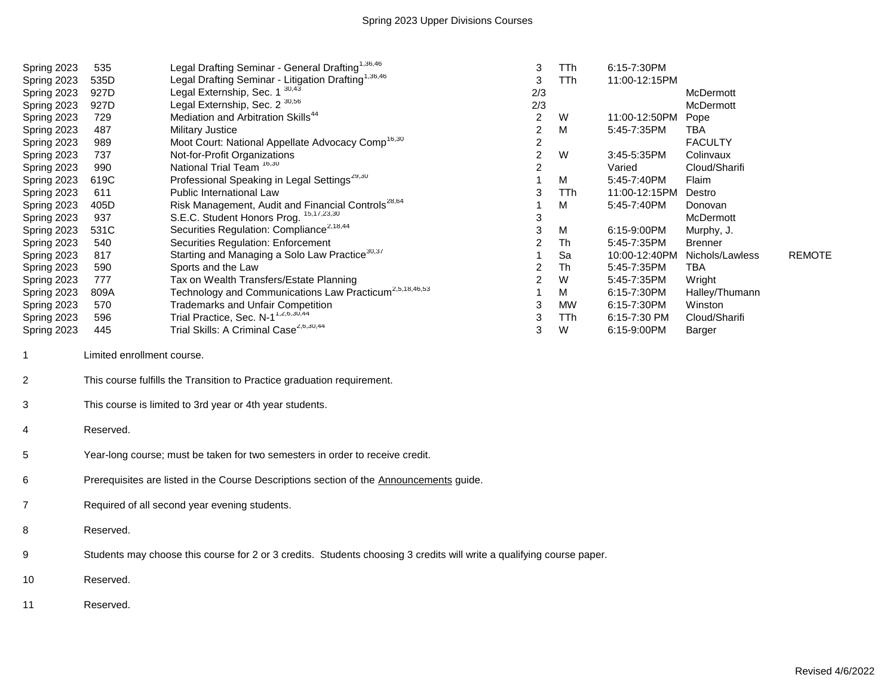# Spring 2023 Upper Divisions Courses

| Term | Course | Title | Credits | Days | Time | Instructor | Notes |
|---|---|---|---|---|---|---|---|
| Spring 2023 | 535 | Legal Drafting Seminar - General Drafting[1,36,46] | 3 | TTh | 6:15-7:30PM | | |
| Spring 2023 | 535D | Legal Drafting Seminar - Litigation Drafting[1,36,46] | 3 | TTh | 11:00-12:15PM | | |
| Spring 2023 | 927D | Legal Externship, Sec. 1 [30,43] | 2/3 | | | McDermott | |
| Spring 2023 | 927D | Legal Externship, Sec. 2 [30,56] | 2/3 | | | McDermott | |
| Spring 2023 | 729 | Mediation and Arbitration Skills[44] | 2 | W | 11:00-12:50PM | Pope | |
| Spring 2023 | 487 | Military Justice | 2 | M | 5:45-7:35PM | TBA | |
| Spring 2023 | 989 | Moot Court: National Appellate Advocacy Comp[16,30] | 2 | | | FACULTY | |
| Spring 2023 | 737 | Not-for-Profit Organizations | 2 | W | 3:45-5:35PM | Colinvaux | |
| Spring 2023 | 990 | National Trial Team [16,30] | 2 | | Varied | Cloud/Sharifi | |
| Spring 2023 | 619C | Professional Speaking in Legal Settings[29,30] | 1 | M | 5:45-7:40PM | Flaim | |
| Spring 2023 | 611 | Public International Law | 3 | TTh | 11:00-12:15PM | Destro | |
| Spring 2023 | 405D | Risk Management, Audit and Financial Controls[28,64] | 1 | M | 5:45-7:40PM | Donovan | |
| Spring 2023 | 937 | S.E.C. Student Honors Prog. [15,17,23,30] | 3 | | | McDermott | |
| Spring 2023 | 531C | Securities Regulation: Compliance[2,18,44] | 3 | M | 6:15-9:00PM | Murphy, J. | |
| Spring 2023 | 540 | Securities Regulation: Enforcement | 2 | Th | 5:45-7:35PM | Brenner | |
| Spring 2023 | 817 | Starting and Managing a Solo Law Practice[30,37] | 1 | Sa | 10:00-12:40PM | Nichols/Lawless | REMOTE |
| Spring 2023 | 590 | Sports and the Law | 2 | Th | 5:45-7:35PM | TBA | |
| Spring 2023 | 777 | Tax on Wealth Transfers/Estate Planning | 2 | W | 5:45-7:35PM | Wright | |
| Spring 2023 | 809A | Technology and Communications Law Practicum[2,5,18,46,53] | 1 | M | 6:15-7:30PM | Halley/Thumann | |
| Spring 2023 | 570 | Trademarks and Unfair Competition | 3 | MW | 6:15-7:30PM | Winston | |
| Spring 2023 | 596 | Trial Practice, Sec. N-1[1,2,6,30,44] | 3 | TTh | 6:15-7:30 PM | Cloud/Sharifi | |
| Spring 2023 | 445 | Trial Skills: A Criminal Case[2,6,30,44] | 3 | W | 6:15-9:00PM | Barger | |

1 Limited enrollment course.

2 This course fulfills the Transition to Practice graduation requirement.

3 This course is limited to 3rd year or 4th year students.

4 Reserved.

5 Year-long course; must be taken for two semesters in order to receive credit.

6 Prerequisites are listed in the Course Descriptions section of the Announcements guide.

7 Required of all second year evening students.

8 Reserved.

9 Students may choose this course for 2 or 3 credits. Students choosing 3 credits will write a qualifying course paper.

10 Reserved.

11 Reserved.

Revised 4/6/2022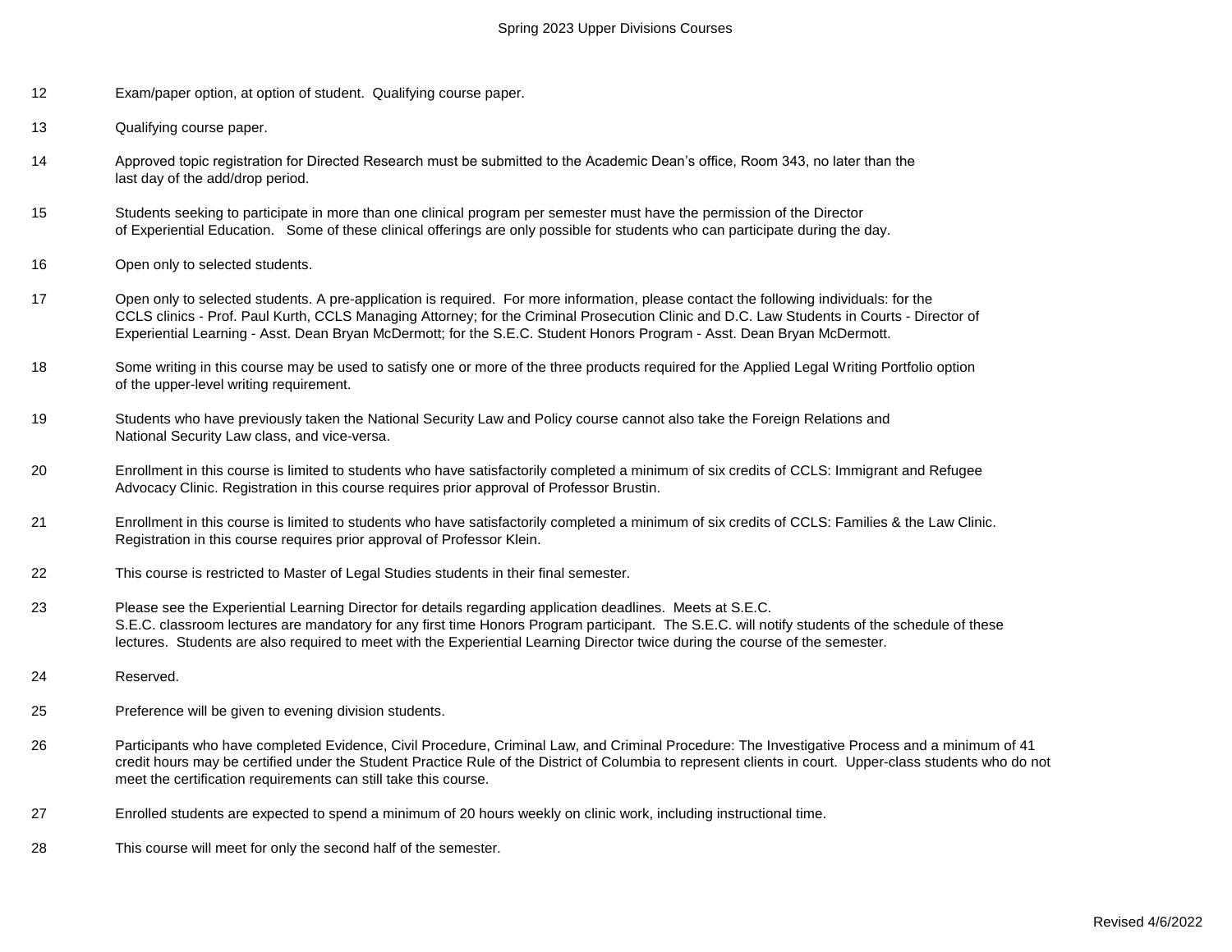12 Exam/paper option, at option of student. Qualifying course paper.

13 Qualifying course paper.

14 Approved topic registration for Directed Research must be submitted to the Academic Dean's office, Room 343, no later than the last day of the add/drop period.

15 Students seeking to participate in more than one clinical program per semester must have the permission of the Director of Experiential Education. Some of these clinical offerings are only possible for students who can participate during the day.

16 Open only to selected students.

17 Open only to selected students. A pre-application is required. For more information, please contact the following individuals: for the CCLS clinics - Prof. Paul Kurth, CCLS Managing Attorney; for the Criminal Prosecution Clinic and D.C. Law Students in Courts - Director of Experiential Learning - Asst. Dean Bryan McDermott; for the S.E.C. Student Honors Program - Asst. Dean Bryan McDermott.

18 Some writing in this course may be used to satisfy one or more of the three products required for the Applied Legal Writing Portfolio option of the upper-level writing requirement.

19 Students who have previously taken the National Security Law and Policy course cannot also take the Foreign Relations and National Security Law class, and vice-versa.

20 Enrollment in this course is limited to students who have satisfactorily completed a minimum of six credits of CCLS: Immigrant and Refugee Advocacy Clinic. Registration in this course requires prior approval of Professor Brustin.

21 Enrollment in this course is limited to students who have satisfactorily completed a minimum of six credits of CCLS: Families & the Law Clinic. Registration in this course requires prior approval of Professor Klein.

22 This course is restricted to Master of Legal Studies students in their final semester.

23 Please see the Experiential Learning Director for details regarding application deadlines. Meets at S.E.C. S.E.C. classroom lectures are mandatory for any first time Honors Program participant. The S.E.C. will notify students of the schedule of these lectures. Students are also required to meet with the Experiential Learning Director twice during the course of the semester.

24 Reserved.

25 Preference will be given to evening division students.

26 Participants who have completed Evidence, Civil Procedure, Criminal Law, and Criminal Procedure: The Investigative Process and a minimum of 41 credit hours may be certified under the Student Practice Rule of the District of Columbia to represent clients in court. Upper-class students who do not meet the certification requirements can still take this course.

27 Enrolled students are expected to spend a minimum of 20 hours weekly on clinic work, including instructional time.

28 This course will meet for only the second half of the semester.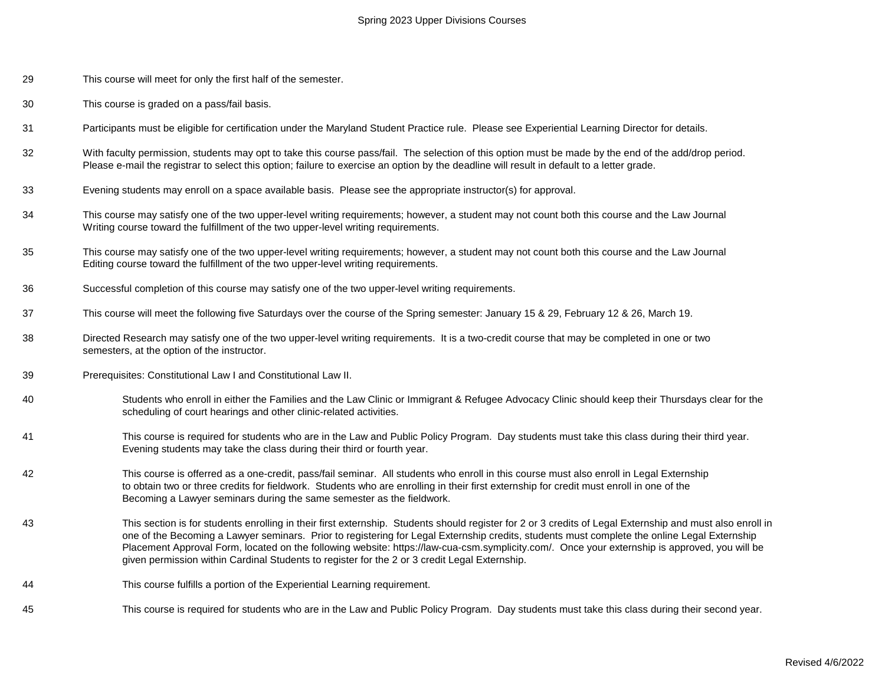29 This course will meet for only the first half of the semester.

30 This course is graded on a pass/fail basis.

31 Participants must be eligible for certification under the Maryland Student Practice rule. Please see Experiential Learning Director for details.

32 With faculty permission, students may opt to take this course pass/fail. The selection of this option must be made by the end of the add/drop period. Please e-mail the registrar to select this option; failure to exercise an option by the deadline will result in default to a letter grade.

33 Evening students may enroll on a space available basis. Please see the appropriate instructor(s) for approval.

34 This course may satisfy one of the two upper-level writing requirements; however, a student may not count both this course and the Law Journal Writing course toward the fulfillment of the two upper-level writing requirements.

35 This course may satisfy one of the two upper-level writing requirements; however, a student may not count both this course and the Law Journal Editing course toward the fulfillment of the two upper-level writing requirements.

36 Successful completion of this course may satisfy one of the two upper-level writing requirements.

37 This course will meet the following five Saturdays over the course of the Spring semester: January 15 & 29, February 12 & 26, March 19.

38 Directed Research may satisfy one of the two upper-level writing requirements. It is a two-credit course that may be completed in one or two semesters, at the option of the instructor.

39 Prerequisites: Constitutional Law I and Constitutional Law II.

40 Students who enroll in either the Families and the Law Clinic or Immigrant & Refugee Advocacy Clinic should keep their Thursdays clear for the scheduling of court hearings and other clinic-related activities.

41 This course is required for students who are in the Law and Public Policy Program. Day students must take this class during their third year. Evening students may take the class during their third or fourth year.

42 This course is offerred as a one-credit, pass/fail seminar. All students who enroll in this course must also enroll in Legal Externship to obtain two or three credits for fieldwork. Students who are enrolling in their first externship for credit must enroll in one of the Becoming a Lawyer seminars during the same semester as the fieldwork.

43 This section is for students enrolling in their first externship. Students should register for 2 or 3 credits of Legal Externship and must also enroll in one of the Becoming a Lawyer seminars. Prior to registering for Legal Externship credits, students must complete the online Legal Externship Placement Approval Form, located on the following website: https://law-cua-csm.symplicity.com/. Once your externship is approved, you will be given permission within Cardinal Students to register for the 2 or 3 credit Legal Externship.

44 This course fulfills a portion of the Experiential Learning requirement.

45 This course is required for students who are in the Law and Public Policy Program. Day students must take this class during their second year.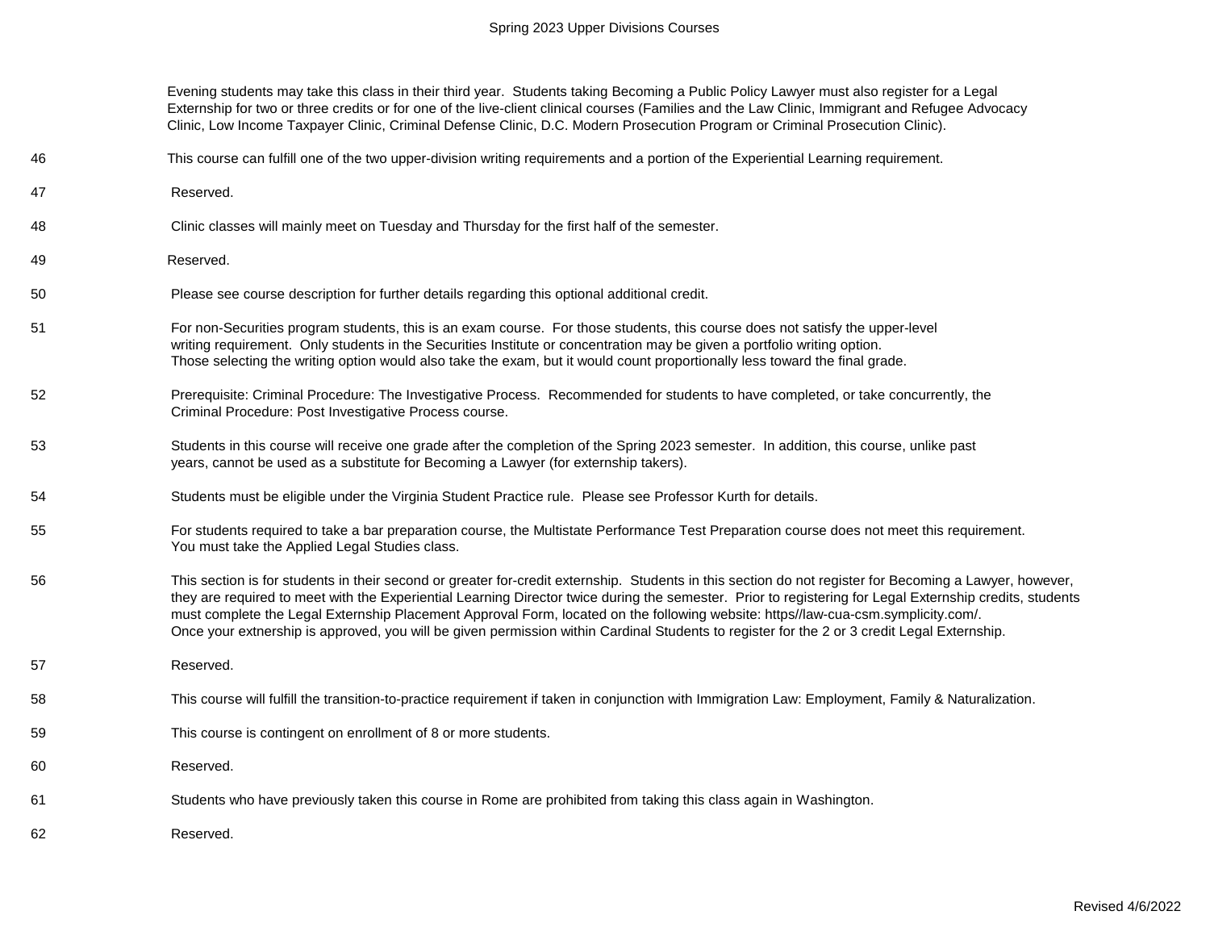| | |
|---|---|
| | Evening students may take this class in their third year. Students taking Becoming a Public Policy Lawyer must also register for a Legal Externship for two or three credits or for one of the live-client clinical courses (Families and the Law Clinic, Immigrant and Refugee Advocacy Clinic, Low Income Taxpayer Clinic, Criminal Defense Clinic, D.C. Modern Prosecution Program or Criminal Prosecution Clinic). |
| 46 | This course can fulfill one of the two upper-division writing requirements and a portion of the Experiential Learning requirement. |
| 47 | Reserved. |
| 48 | Clinic classes will mainly meet on Tuesday and Thursday for the first half of the semester. |
| 49 | Reserved. |
| 50 | Please see course description for further details regarding this optional additional credit. |
| 51 | For non-Securities program students, this is an exam course. For those students, this course does not satisfy the upper-level writing requirement. Only students in the Securities Institute or concentration may be given a portfolio writing option. Those selecting the writing option would also take the exam, but it would count proportionally less toward the final grade. |
| 52 | Prerequisite: Criminal Procedure: The Investigative Process. Recommended for students to have completed, or take concurrently, the Criminal Procedure: Post Investigative Process course. |
| 53 | Students in this course will receive one grade after the completion of the Spring 2023 semester. In addition, this course, unlike past years, cannot be used as a substitute for Becoming a Lawyer (for externship takers). |
| 54 | Students must be eligible under the Virginia Student Practice rule. Please see Professor Kurth for details. |
| 55 | For students required to take a bar preparation course, the Multistate Performance Test Preparation course does not meet this requirement. You must take the Applied Legal Studies class. |
| 56 | This section is for students in their second or greater for-credit externship. Students in this section do not register for Becoming a Lawyer, however, they are required to meet with the Experiential Learning Director twice during the semester. Prior to registering for Legal Externship credits, students must complete the Legal Externship Placement Approval Form, located on the following website: https//law-cua-csm.symplicity.com/. Once your extnership is approved, you will be given permission within Cardinal Students to register for the 2 or 3 credit Legal Externship. |
| 57 | Reserved. |
| 58 | This course will fulfill the transition-to-practice requirement if taken in conjunction with Immigration Law: Employment, Family & Naturalization. |
| 59 | This course is contingent on enrollment of 8 or more students. |
| 60 | Reserved. |
| 61 | Students who have previously taken this course in Rome are prohibited from taking this class again in Washington. |
| 62 | Reserved. |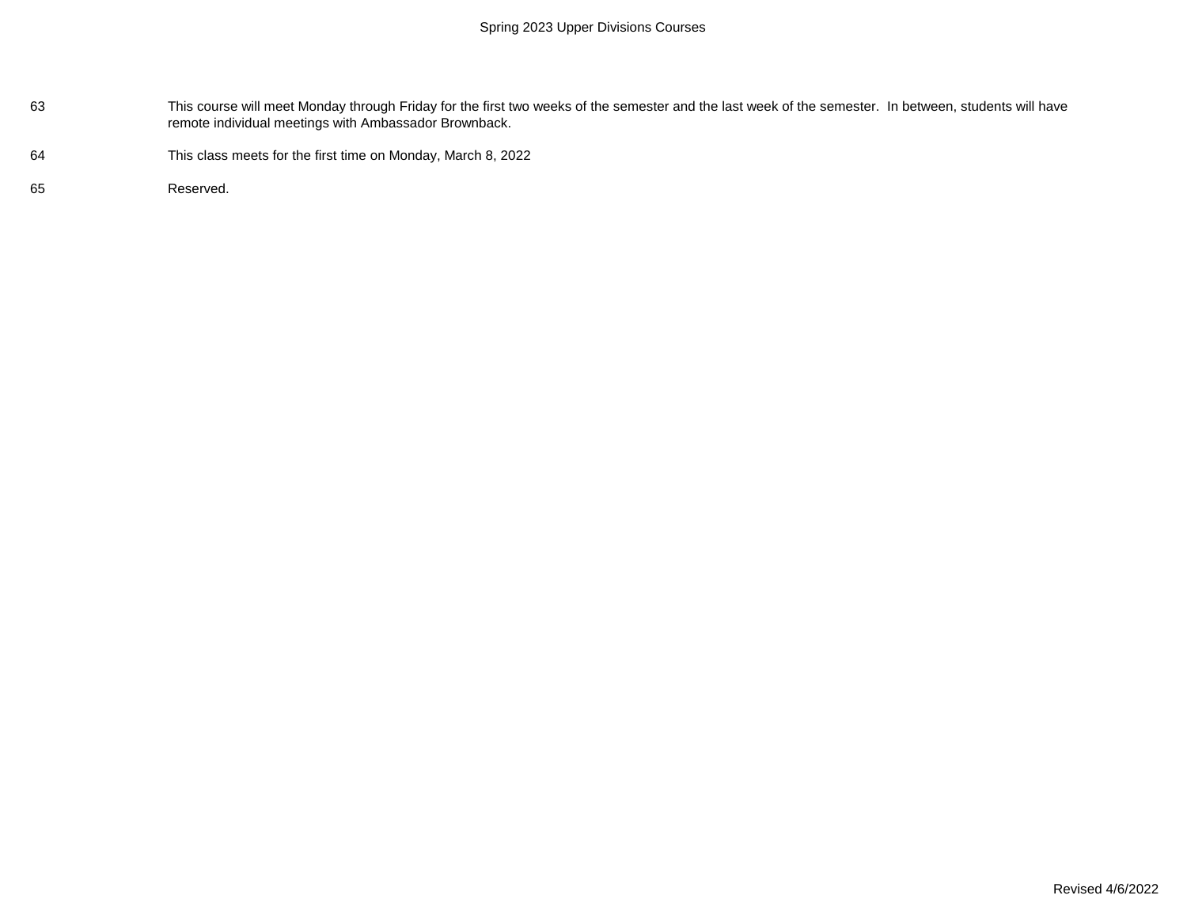| | |
|---|---|
| 63 | This course will meet Monday through Friday for the first two weeks of the semester and the last week of the semester.  In between, students will have remote individual meetings with Ambassador Brownback. |
| 64 | This class meets for the first time on Monday, March 8, 2022 |
| 65 | Reserved. |